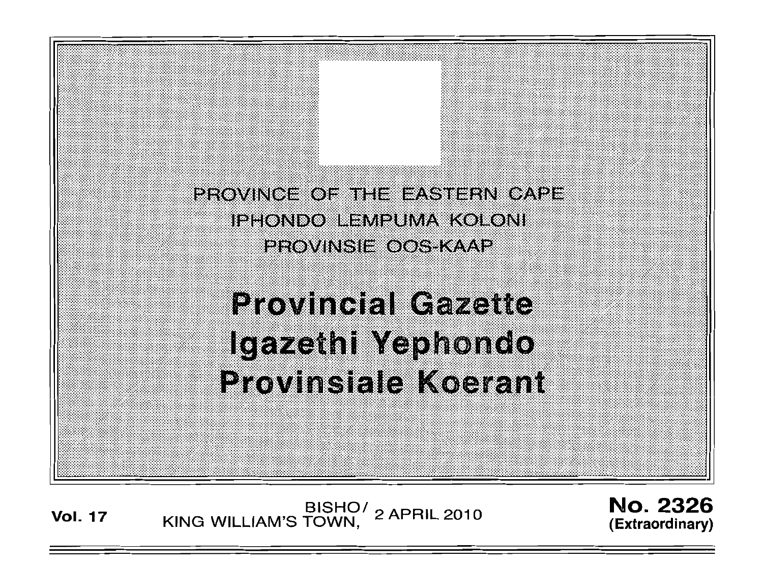PROVINCE OF THE EASTERN CAPE
IPHONDO LEMPUMA KOLONI
PROVINSIE OOS-KAAP

# Provincial Gazette
# Igazethi Yephondo
# Provinsiale Koerant

**Vol. 17** BISHO/KING WILLIAM'S TOWN, 2 APRIL 2010 **No. 2326 (Extraordinary)**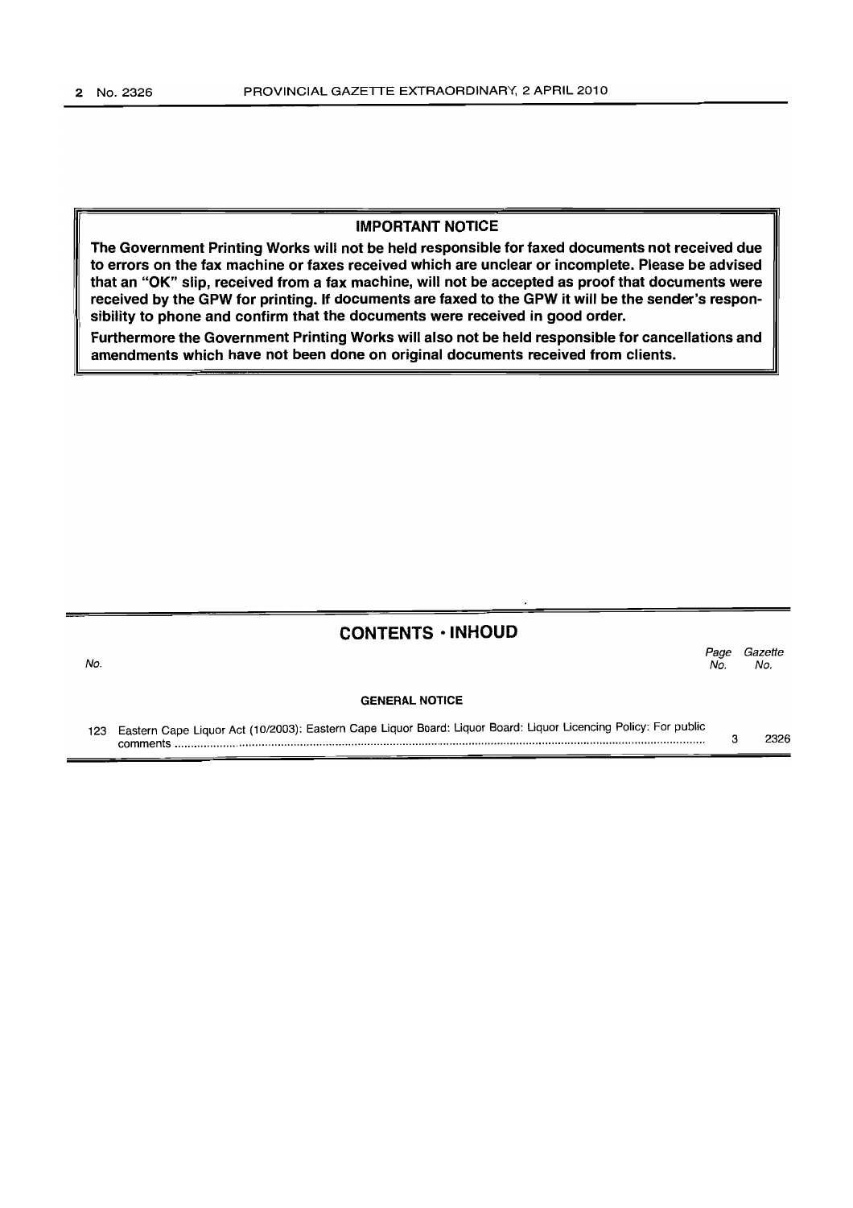## IMPORTANT NOTICE

**The Government Printing Works will not be held responsible for faxed documents not received due to errors on the fax machine or faxes received which are unclear or incomplete. Please be advised that an "OK" slip, received from a fax machine, will not be accepted as proof that documents were received by the GPW for printing. If documents are faxed to the GPW it will be the sender's responsibility to phone and confirm that the documents were received in good order.**

**Furthermore the Government Printing Works will also not be held responsible for cancellations and amendments which have not been done on original documents received from clients.**

## CONTENTS · INHOUD

| No. | | Page No. | Gazette No. |
|---|---|---|---|
| | **GENERAL NOTICE** | | |
| 123 | Eastern Cape Liquor Act (10/2003): Eastern Cape Liquor Board: Liquor Board: Liquor Licencing Policy: For public comments | 3 | 2326 |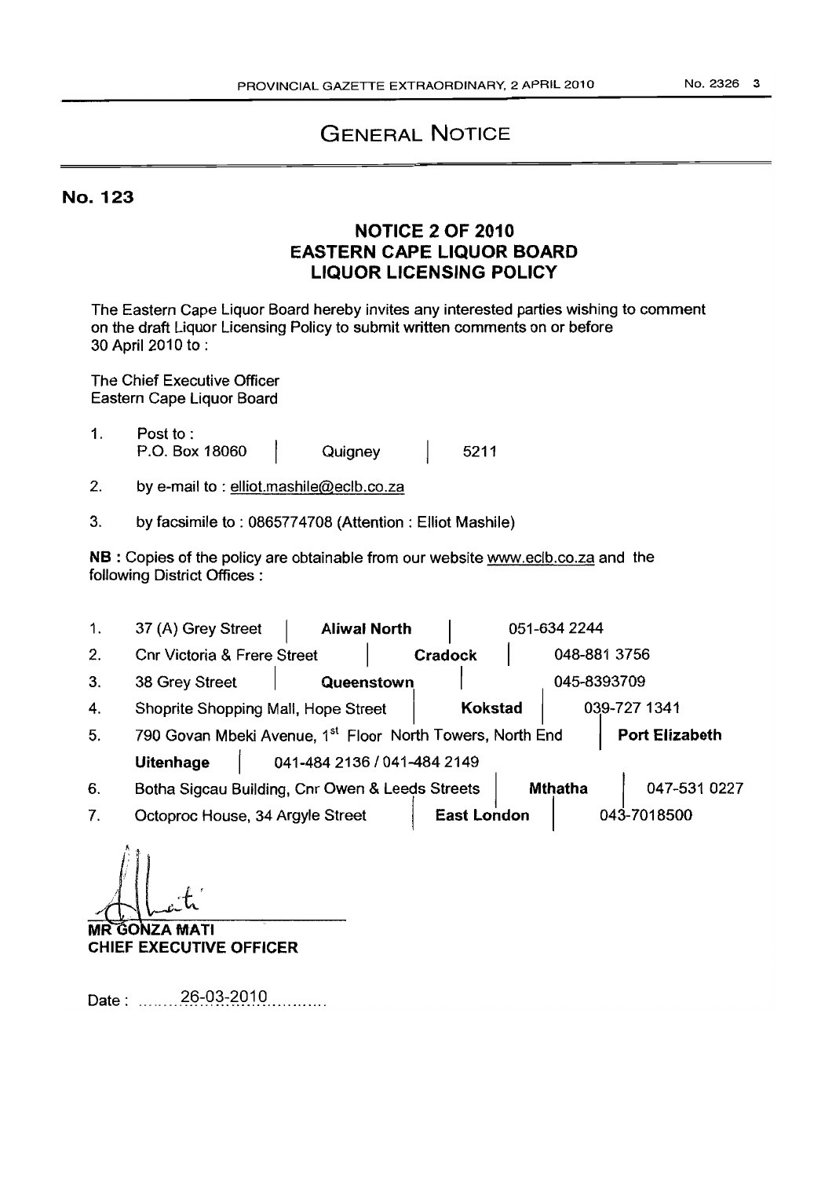# GENERAL NOTICE

## No. 123

### NOTICE 2 OF 2010
### EASTERN CAPE LIQUOR BOARD
### LIQUOR LICENSING POLICY

The Eastern Cape Liquor Board hereby invites any interested parties wishing to comment on the draft Liquor Licensing Policy to submit written comments on or before 30 April 2010 to :

The Chief Executive Officer
Eastern Cape Liquor Board

1. Post to :
   P.O. Box 18060 | Quigney | 5211
2. by e-mail to : elliot.mashile@eclb.co.za
3. by facsimile to : 0865774708 (Attention : Elliot Mashile)

**NB** : Copies of the policy are obtainable from our website www.eclb.co.za and the following District Offices :

1. 37 (A) Grey Street | **Aliwal North** | 051-634 2244
2. Cnr Victoria & Frere Street | **Cradock** | 048-881 3756
3. 38 Grey Street | **Queenstown** | 045-8393709
4. Shoprite Shopping Mall, Hope Street | **Kokstad** | 039-727 1341
5. 790 Govan Mbeki Avenue, 1st Floor North Towers, North End | **Port Elizabeth**
   **Uitenhage** | 041-484 2136 / 041-484 2149
6. Botha Sigcau Building, Cnr Owen & Leeds Streets | **Mthatha** | 047-531 0227
7. Octoproc House, 34 Argyle Street | **East London** | 043-7018500

**MR GONZA MATI**
**CHIEF EXECUTIVE OFFICER**

Date : 26-03-2010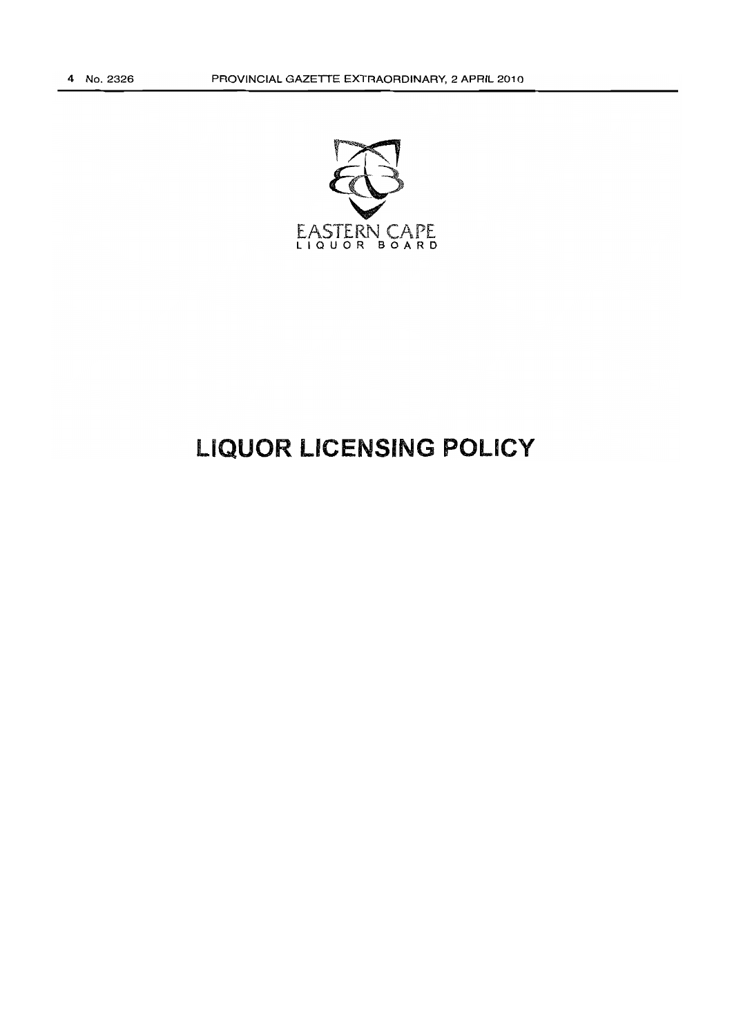EASTERN CAPE
LIQUOR BOARD

# LIQUOR LICENSING POLICY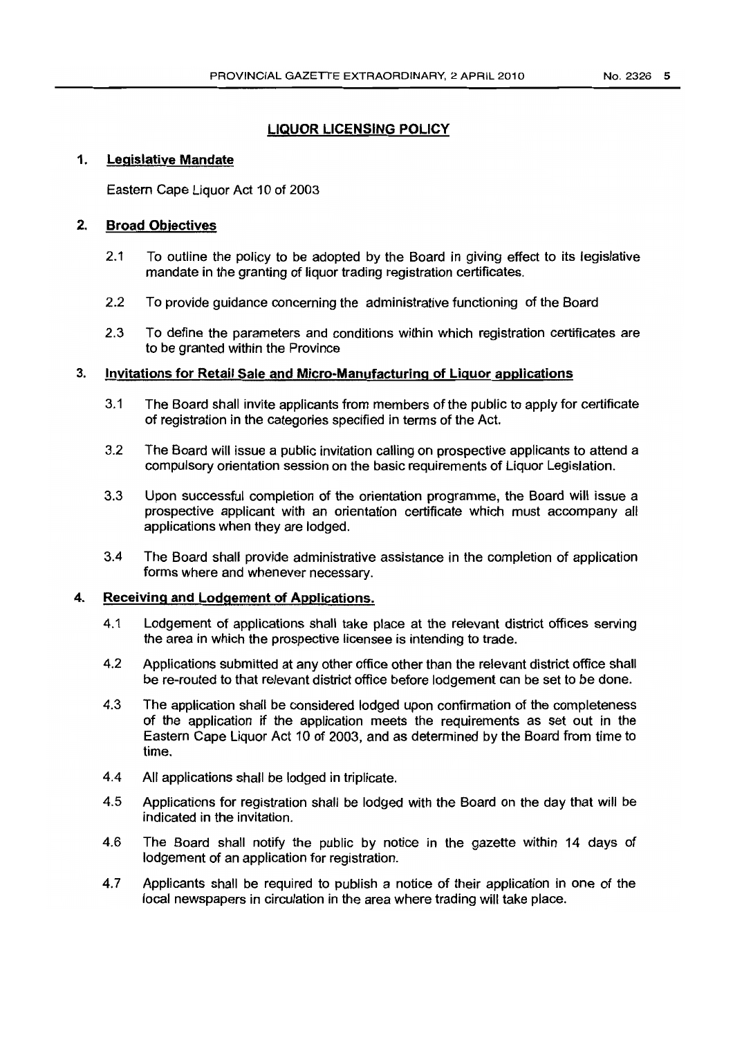## LIQUOR LICENSING POLICY

### 1. Legislative Mandate

Eastern Cape Liquor Act 10 of 2003

### 2. Broad Objectives

2.1 To outline the policy to be adopted by the Board in giving effect to its legislative mandate in the granting of liquor trading registration certificates.

2.2 To provide guidance concerning the administrative functioning of the Board

2.3 To define the parameters and conditions within which registration certificates are to be granted within the Province

### 3. Invitations for Retail Sale and Micro-Manufacturing of Liquor applications

3.1 The Board shall invite applicants from members of the public to apply for certificate of registration in the categories specified in terms of the Act.

3.2 The Board will issue a public invitation calling on prospective applicants to attend a compulsory orientation session on the basic requirements of Liquor Legislation.

3.3 Upon successful completion of the orientation programme, the Board will issue a prospective applicant with an orientation certificate which must accompany all applications when they are lodged.

3.4 The Board shall provide administrative assistance in the completion of application forms where and whenever necessary.

### 4. Receiving and Lodgement of Applications.

4.1 Lodgement of applications shall take place at the relevant district offices serving the area in which the prospective licensee is intending to trade.

4.2 Applications submitted at any other office other than the relevant district office shall be re-routed to that relevant district office before lodgement can be set to be done.

4.3 The application shall be considered lodged upon confirmation of the completeness of the application if the application meets the requirements as set out in the Eastern Cape Liquor Act 10 of 2003, and as determined by the Board from time to time.

4.4 All applications shall be lodged in triplicate.

4.5 Applications for registration shall be lodged with the Board on the day that will be indicated in the invitation.

4.6 The Board shall notify the public by notice in the gazette within 14 days of lodgement of an application for registration.

4.7 Applicants shall be required to publish a notice of their application in one of the local newspapers in circulation in the area where trading will take place.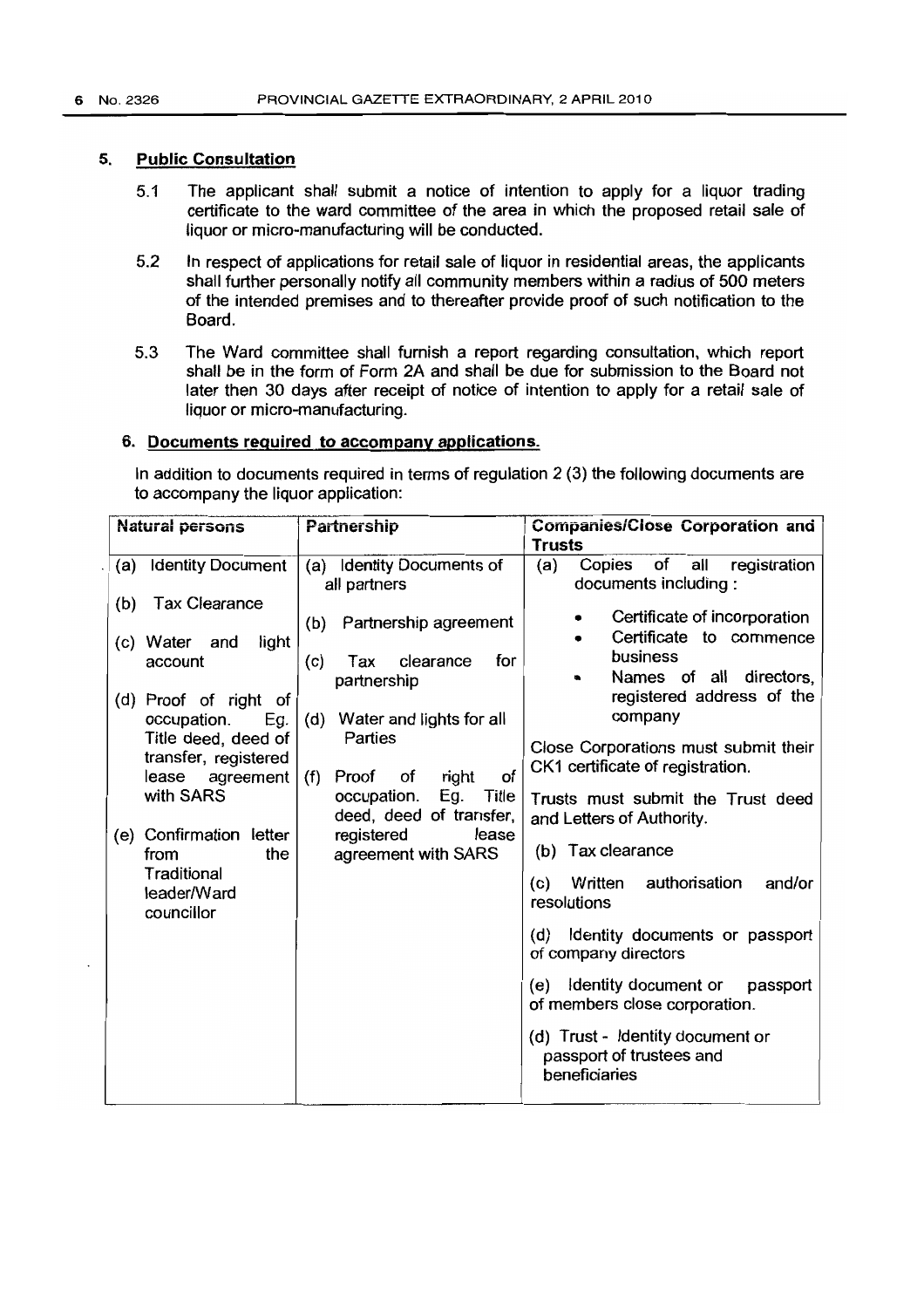## 5. Public Consultation

5.1 The applicant shall submit a notice of intention to apply for a liquor trading certificate to the ward committee of the area in which the proposed retail sale of liquor or micro-manufacturing will be conducted.

5.2 In respect of applications for retail sale of liquor in residential areas, the applicants shall further personally notify all community members within a radius of 500 meters of the intended premises and to thereafter provide proof of such notification to the Board.

5.3 The Ward committee shall furnish a report regarding consultation, which report shall be in the form of Form 2A and shall be due for submission to the Board not later then 30 days after receipt of notice of intention to apply for a retail sale of liquor or micro-manufacturing.

## 6. Documents required to accompany applications.

In addition to documents required in terms of regulation 2 (3) the following documents are to accompany the liquor application:

| Natural persons | Partnership | Companies/Close Corporation and Trusts |
|---|---|---|
| (a) Identity Document<br><br>(b) Tax Clearance<br><br>(c) Water and light account<br><br>(d) Proof of right of occupation. Eg. Title deed, deed of transfer, registered lease agreement with SARS<br><br>(e) Confirmation letter from the Traditional leader/Ward councillor | (a) Identity Documents of all partners<br><br>(b) Partnership agreement<br><br>(c) Tax clearance for partnership<br><br>(d) Water and lights for all Parties<br><br>(f) Proof of right of occupation. Eg. Title deed, deed of transfer, registered lease agreement with SARS | (a) Copies of all registration documents including :<br>• Certificate of incorporation<br>• Certificate to commence business<br>• Names of all directors, registered address of the company<br><br>Close Corporations must submit their CK1 certificate of registration.<br><br>Trusts must submit the Trust deed and Letters of Authority.<br><br>(b) Tax clearance<br><br>(c) Written authorisation and/or resolutions<br><br>(d) Identity documents or passport of company directors<br><br>(e) Identity document or passport of members close corporation.<br><br>(d) Trust - Identity document or passport of trustees and beneficiaries |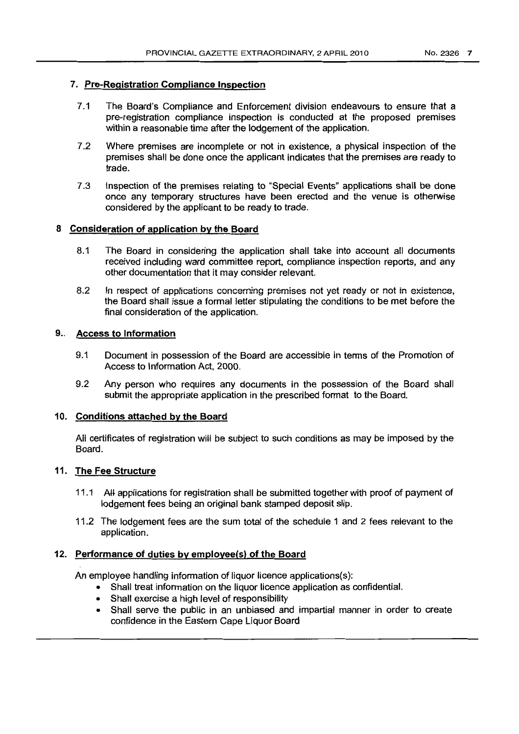## 7. Pre-Registration Compliance Inspection

7.1 The Board's Compliance and Enforcement division endeavours to ensure that a pre-registration compliance inspection is conducted at the proposed premises within a reasonable time after the lodgement of the application.

7.2 Where premises are incomplete or not in existence, a physical inspection of the premises shall be done once the applicant indicates that the premises are ready to trade.

7.3 Inspection of the premises relating to "Special Events" applications shall be done once any temporary structures have been erected and the venue is otherwise considered by the applicant to be ready to trade.

## 8 Consideration of application by the Board

8.1 The Board in considering the application shall take into account all documents received including ward committee report, compliance inspection reports, and any other documentation that it may consider relevant.

8.2 In respect of applications concerning premises not yet ready or not in existence, the Board shall issue a formal letter stipulating the conditions to be met before the final consideration of the application.

## 9.. Access to Information

9.1 Document in possession of the Board are accessible in terms of the Promotion of Access to Information Act, 2000.

9.2 Any person who requires any documents in the possession of the Board shall submit the appropriate application in the prescribed format to the Board.

## 10. Conditions attached by the Board

All certificates of registration will be subject to such conditions as may be imposed by the Board.

## 11. The Fee Structure

11.1 All applications for registration shall be submitted together with proof of payment of lodgement fees being an original bank stamped deposit slip.

11.2 The lodgement fees are the sum total of the schedule 1 and 2 fees relevant to the application.

## 12. Performance of duties by employee(s) of the Board

An employee handling information of liquor licence applications(s):

- Shall treat information on the liquor licence application as confidential.
- Shall exercise a high level of responsibility
- Shall serve the public in an unbiased and impartial manner in order to create confidence in the Eastern Cape Liquor Board